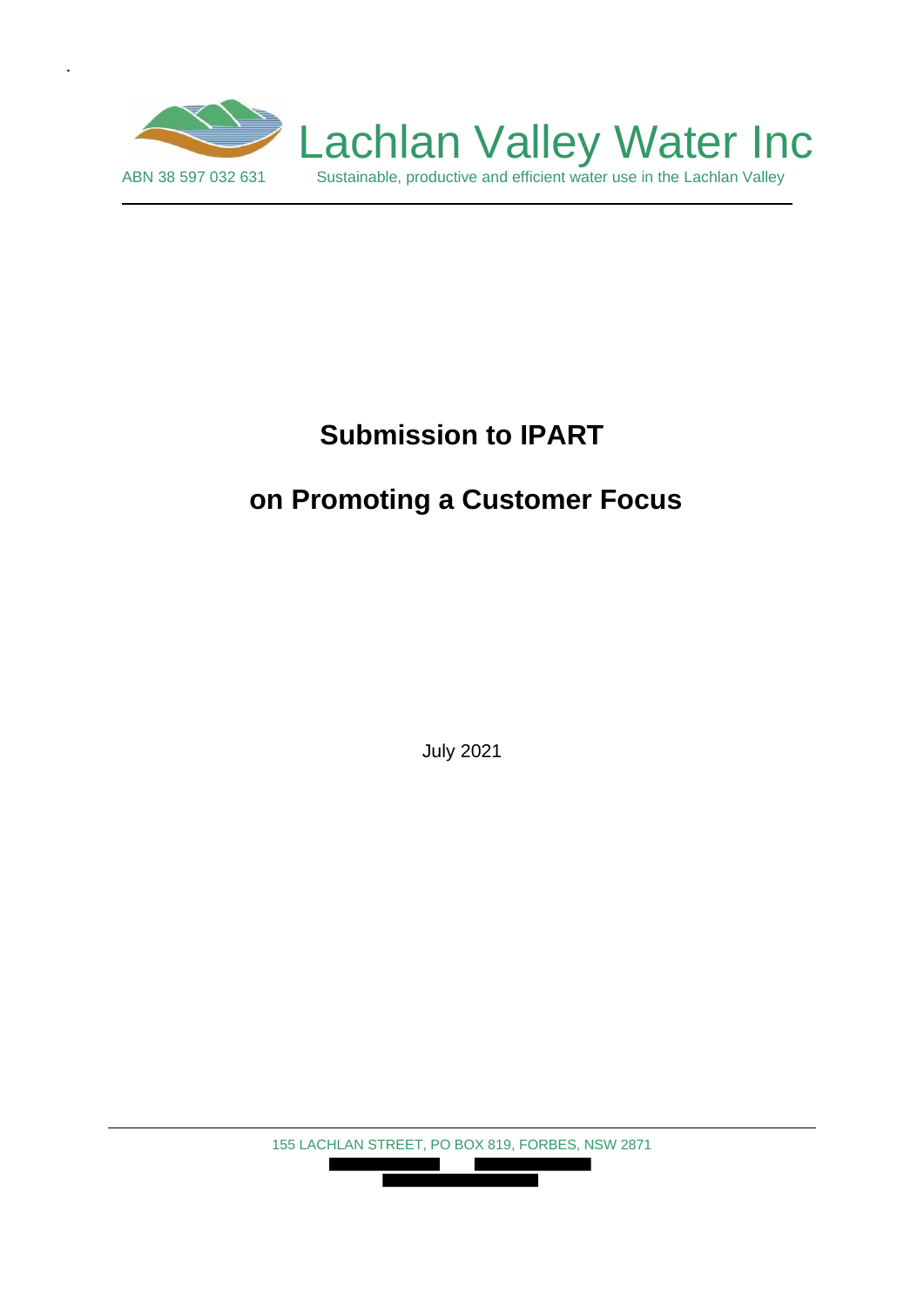Lachlan Valley Water Inc

ABN 38 597 032 631

Sustainable, productive and efficient water use in the Lachlan Valley

# Submission to IPART

# on Promoting a Customer Focus

July 2021

155 LACHLAN STREET, PO BOX 819, FORBES, NSW 2871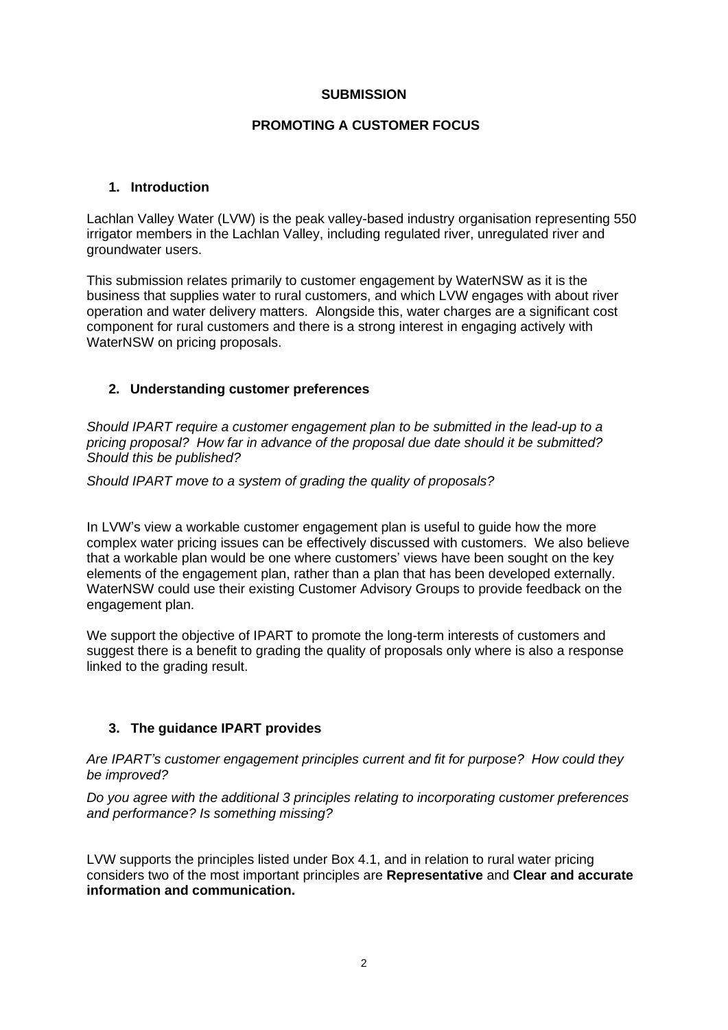**SUBMISSION**

**PROMOTING A CUSTOMER FOCUS**

## 1. Introduction

Lachlan Valley Water (LVW) is the peak valley-based industry organisation representing 550 irrigator members in the Lachlan Valley, including regulated river, unregulated river and groundwater users.

This submission relates primarily to customer engagement by WaterNSW as it is the business that supplies water to rural customers, and which LVW engages with about river operation and water delivery matters. Alongside this, water charges are a significant cost component for rural customers and there is a strong interest in engaging actively with WaterNSW on pricing proposals.

## 2. Understanding customer preferences

*Should IPART require a customer engagement plan to be submitted in the lead-up to a pricing proposal? How far in advance of the proposal due date should it be submitted? Should this be published?*

*Should IPART move to a system of grading the quality of proposals?*

In LVW's view a workable customer engagement plan is useful to guide how the more complex water pricing issues can be effectively discussed with customers. We also believe that a workable plan would be one where customers' views have been sought on the key elements of the engagement plan, rather than a plan that has been developed externally. WaterNSW could use their existing Customer Advisory Groups to provide feedback on the engagement plan.

We support the objective of IPART to promote the long-term interests of customers and suggest there is a benefit to grading the quality of proposals only where is also a response linked to the grading result.

## 3. The guidance IPART provides

*Are IPART's customer engagement principles current and fit for purpose? How could they be improved?*

*Do you agree with the additional 3 principles relating to incorporating customer preferences and performance? Is something missing?*

LVW supports the principles listed under Box 4.1, and in relation to rural water pricing considers two of the most important principles are **Representative** and **Clear and accurate information and communication.**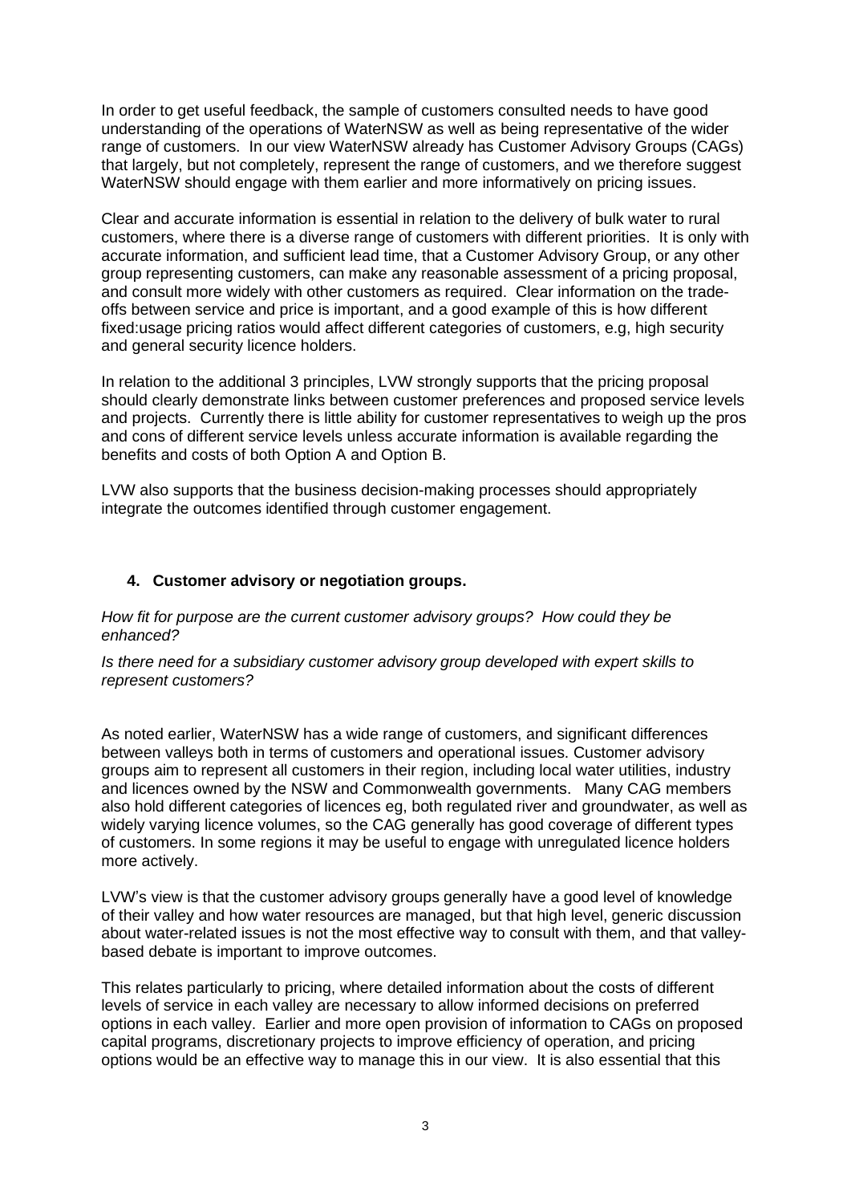In order to get useful feedback, the sample of customers consulted needs to have good understanding of the operations of WaterNSW as well as being representative of the wider range of customers. In our view WaterNSW already has Customer Advisory Groups (CAGs) that largely, but not completely, represent the range of customers, and we therefore suggest WaterNSW should engage with them earlier and more informatively on pricing issues.

Clear and accurate information is essential in relation to the delivery of bulk water to rural customers, where there is a diverse range of customers with different priorities. It is only with accurate information, and sufficient lead time, that a Customer Advisory Group, or any other group representing customers, can make any reasonable assessment of a pricing proposal, and consult more widely with other customers as required. Clear information on the trade-offs between service and price is important, and a good example of this is how different fixed:usage pricing ratios would affect different categories of customers, e.g, high security and general security licence holders.

In relation to the additional 3 principles, LVW strongly supports that the pricing proposal should clearly demonstrate links between customer preferences and proposed service levels and projects. Currently there is little ability for customer representatives to weigh up the pros and cons of different service levels unless accurate information is available regarding the benefits and costs of both Option A and Option B.

LVW also supports that the business decision-making processes should appropriately integrate the outcomes identified through customer engagement.

## 4. Customer advisory or negotiation groups.

*How fit for purpose are the current customer advisory groups? How could they be enhanced?*

*Is there need for a subsidiary customer advisory group developed with expert skills to represent customers?*

As noted earlier, WaterNSW has a wide range of customers, and significant differences between valleys both in terms of customers and operational issues. Customer advisory groups aim to represent all customers in their region, including local water utilities, industry and licences owned by the NSW and Commonwealth governments. Many CAG members also hold different categories of licences eg, both regulated river and groundwater, as well as widely varying licence volumes, so the CAG generally has good coverage of different types of customers. In some regions it may be useful to engage with unregulated licence holders more actively.

LVW's view is that the customer advisory groups generally have a good level of knowledge of their valley and how water resources are managed, but that high level, generic discussion about water-related issues is not the most effective way to consult with them, and that valley-based debate is important to improve outcomes.

This relates particularly to pricing, where detailed information about the costs of different levels of service in each valley are necessary to allow informed decisions on preferred options in each valley. Earlier and more open provision of information to CAGs on proposed capital programs, discretionary projects to improve efficiency of operation, and pricing options would be an effective way to manage this in our view. It is also essential that this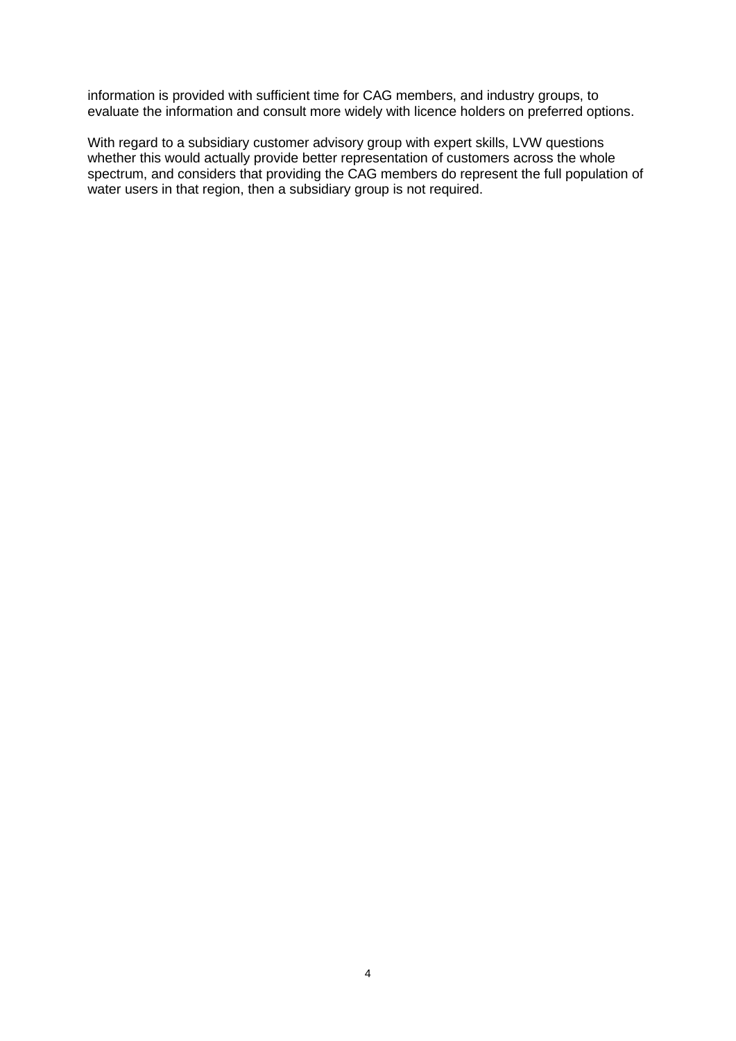information is provided with sufficient time for CAG members, and industry groups, to evaluate the information and consult more widely with licence holders on preferred options.

With regard to a subsidiary customer advisory group with expert skills, LVW questions whether this would actually provide better representation of customers across the whole spectrum, and considers that providing the CAG members do represent the full population of water users in that region, then a subsidiary group is not required.